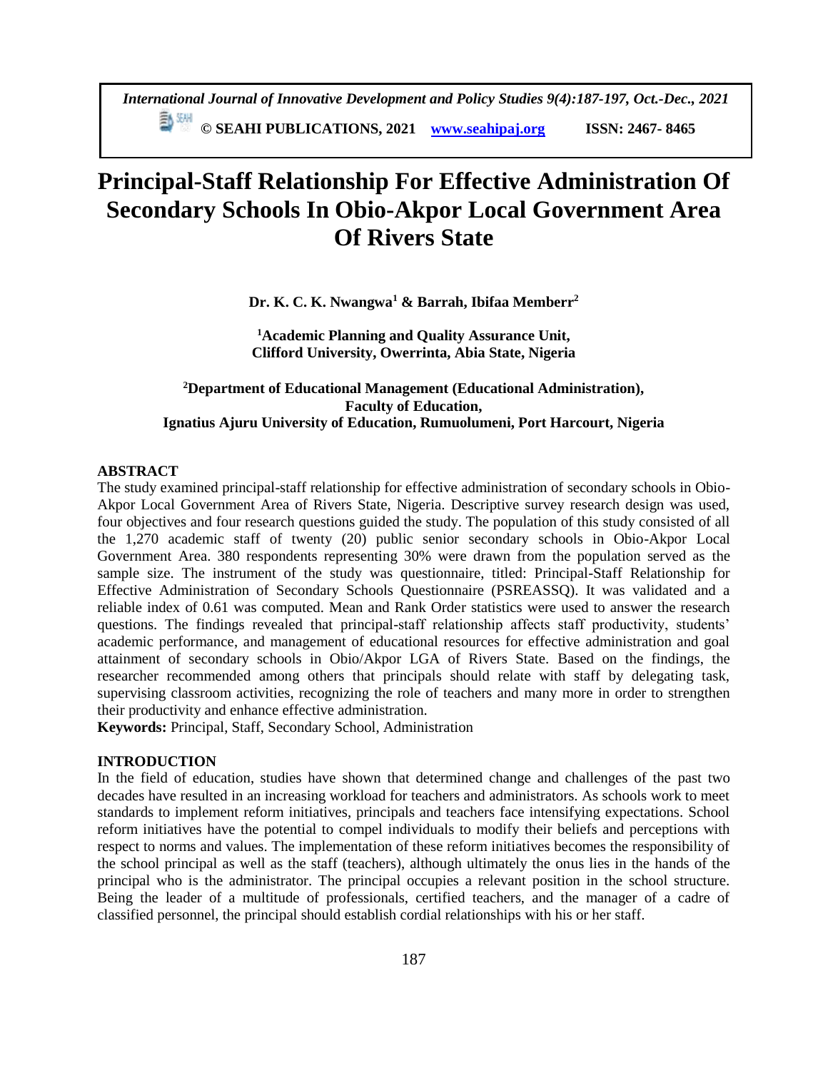# Principal-Staff Relationship For Effective Administration Of Secondary Schools In Obio-Akpor Local Government Area Of Rivers State

**Dr. K. C. K. Nwangwa[1] & Barrah, Ibifaa Memberr[2]**

**[1]Academic Planning and Quality Assurance Unit, Clifford University, Owerrinta, Abia State, Nigeria**

**[2]Department of Educational Management (Educational Administration), Faculty of Education, Ignatius Ajuru University of Education, Rumuolumeni, Port Harcourt, Nigeria**

## ABSTRACT

The study examined principal-staff relationship for effective administration of secondary schools in Obio-Akpor Local Government Area of Rivers State, Nigeria. Descriptive survey research design was used, four objectives and four research questions guided the study. The population of this study consisted of all the 1,270 academic staff of twenty (20) public senior secondary schools in Obio-Akpor Local Government Area. 380 respondents representing 30% were drawn from the population served as the sample size. The instrument of the study was questionnaire, titled: Principal-Staff Relationship for Effective Administration of Secondary Schools Questionnaire (PSREASSQ). It was validated and a reliable index of 0.61 was computed. Mean and Rank Order statistics were used to answer the research questions. The findings revealed that principal-staff relationship affects staff productivity, students' academic performance, and management of educational resources for effective administration and goal attainment of secondary schools in Obio/Akpor LGA of Rivers State. Based on the findings, the researcher recommended among others that principals should relate with staff by delegating task, supervising classroom activities, recognizing the role of teachers and many more in order to strengthen their productivity and enhance effective administration.

**Keywords:** Principal, Staff, Secondary School, Administration

## INTRODUCTION

In the field of education, studies have shown that determined change and challenges of the past two decades have resulted in an increasing workload for teachers and administrators. As schools work to meet standards to implement reform initiatives, principals and teachers face intensifying expectations. School reform initiatives have the potential to compel individuals to modify their beliefs and perceptions with respect to norms and values. The implementation of these reform initiatives becomes the responsibility of the school principal as well as the staff (teachers), although ultimately the onus lies in the hands of the principal who is the administrator. The principal occupies a relevant position in the school structure. Being the leader of a multitude of professionals, certified teachers, and the manager of a cadre of classified personnel, the principal should establish cordial relationships with his or her staff.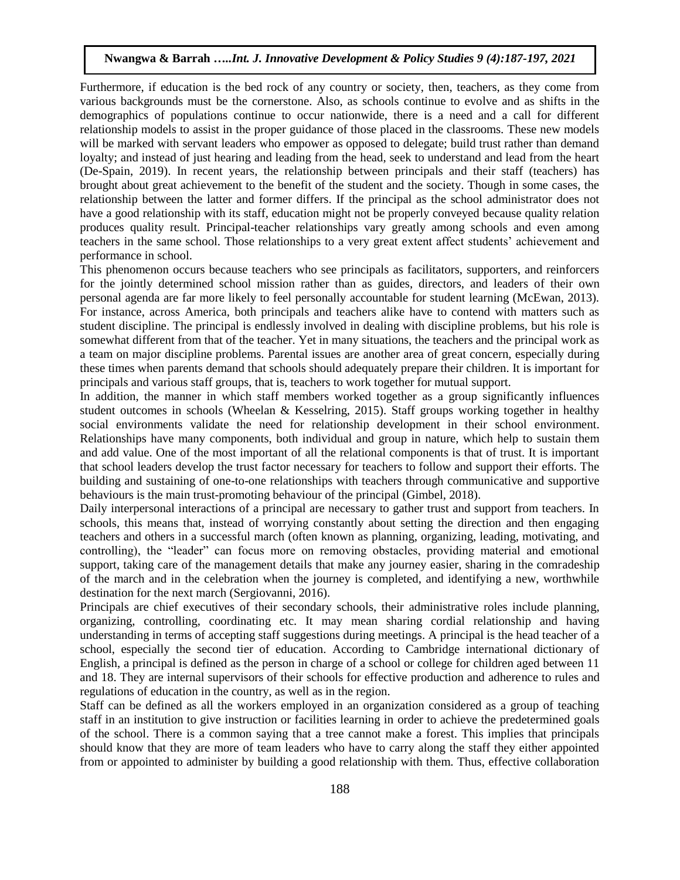Furthermore, if education is the bed rock of any country or society, then, teachers, as they come from various backgrounds must be the cornerstone. Also, as schools continue to evolve and as shifts in the demographics of populations continue to occur nationwide, there is a need and a call for different relationship models to assist in the proper guidance of those placed in the classrooms. These new models will be marked with servant leaders who empower as opposed to delegate; build trust rather than demand loyalty; and instead of just hearing and leading from the head, seek to understand and lead from the heart (De-Spain, 2019). In recent years, the relationship between principals and their staff (teachers) has brought about great achievement to the benefit of the student and the society. Though in some cases, the relationship between the latter and former differs. If the principal as the school administrator does not have a good relationship with its staff, education might not be properly conveyed because quality relation produces quality result. Principal-teacher relationships vary greatly among schools and even among teachers in the same school. Those relationships to a very great extent affect students' achievement and performance in school.

This phenomenon occurs because teachers who see principals as facilitators, supporters, and reinforcers for the jointly determined school mission rather than as guides, directors, and leaders of their own personal agenda are far more likely to feel personally accountable for student learning (McEwan, 2013). For instance, across America, both principals and teachers alike have to contend with matters such as student discipline. The principal is endlessly involved in dealing with discipline problems, but his role is somewhat different from that of the teacher. Yet in many situations, the teachers and the principal work as a team on major discipline problems. Parental issues are another area of great concern, especially during these times when parents demand that schools should adequately prepare their children. It is important for principals and various staff groups, that is, teachers to work together for mutual support.

In addition, the manner in which staff members worked together as a group significantly influences student outcomes in schools (Wheelan & Kesselring, 2015). Staff groups working together in healthy social environments validate the need for relationship development in their school environment. Relationships have many components, both individual and group in nature, which help to sustain them and add value. One of the most important of all the relational components is that of trust. It is important that school leaders develop the trust factor necessary for teachers to follow and support their efforts. The building and sustaining of one-to-one relationships with teachers through communicative and supportive behaviours is the main trust-promoting behaviour of the principal (Gimbel, 2018).

Daily interpersonal interactions of a principal are necessary to gather trust and support from teachers. In schools, this means that, instead of worrying constantly about setting the direction and then engaging teachers and others in a successful march (often known as planning, organizing, leading, motivating, and controlling), the "leader" can focus more on removing obstacles, providing material and emotional support, taking care of the management details that make any journey easier, sharing in the comradeship of the march and in the celebration when the journey is completed, and identifying a new, worthwhile destination for the next march (Sergiovanni, 2016).

Principals are chief executives of their secondary schools, their administrative roles include planning, organizing, controlling, coordinating etc. It may mean sharing cordial relationship and having understanding in terms of accepting staff suggestions during meetings. A principal is the head teacher of a school, especially the second tier of education. According to Cambridge international dictionary of English, a principal is defined as the person in charge of a school or college for children aged between 11 and 18. They are internal supervisors of their schools for effective production and adherence to rules and regulations of education in the country, as well as in the region.

Staff can be defined as all the workers employed in an organization considered as a group of teaching staff in an institution to give instruction or facilities learning in order to achieve the predetermined goals of the school. There is a common saying that a tree cannot make a forest. This implies that principals should know that they are more of team leaders who have to carry along the staff they either appointed from or appointed to administer by building a good relationship with them. Thus, effective collaboration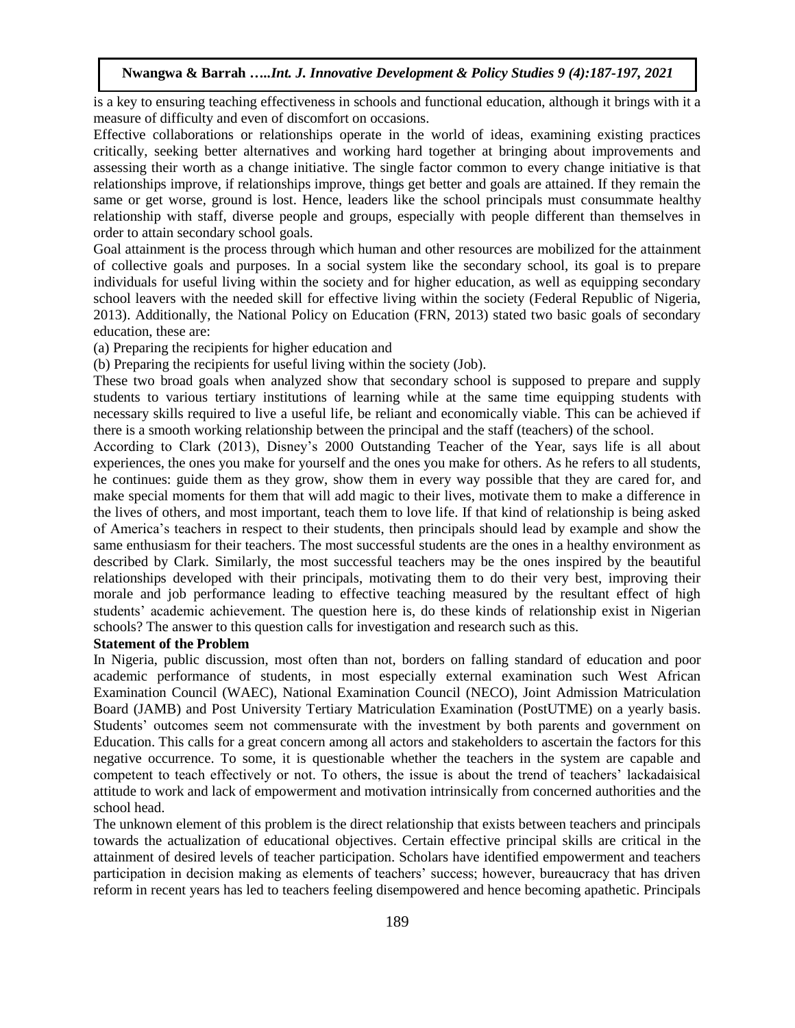is a key to ensuring teaching effectiveness in schools and functional education, although it brings with it a measure of difficulty and even of discomfort on occasions.

Effective collaborations or relationships operate in the world of ideas, examining existing practices critically, seeking better alternatives and working hard together at bringing about improvements and assessing their worth as a change initiative. The single factor common to every change initiative is that relationships improve, if relationships improve, things get better and goals are attained. If they remain the same or get worse, ground is lost. Hence, leaders like the school principals must consummate healthy relationship with staff, diverse people and groups, especially with people different than themselves in order to attain secondary school goals.

Goal attainment is the process through which human and other resources are mobilized for the attainment of collective goals and purposes. In a social system like the secondary school, its goal is to prepare individuals for useful living within the society and for higher education, as well as equipping secondary school leavers with the needed skill for effective living within the society (Federal Republic of Nigeria, 2013). Additionally, the National Policy on Education (FRN, 2013) stated two basic goals of secondary education, these are:

(a) Preparing the recipients for higher education and

(b) Preparing the recipients for useful living within the society (Job).

These two broad goals when analyzed show that secondary school is supposed to prepare and supply students to various tertiary institutions of learning while at the same time equipping students with necessary skills required to live a useful life, be reliant and economically viable. This can be achieved if there is a smooth working relationship between the principal and the staff (teachers) of the school.

According to Clark (2013), Disney's 2000 Outstanding Teacher of the Year, says life is all about experiences, the ones you make for yourself and the ones you make for others. As he refers to all students, he continues: guide them as they grow, show them in every way possible that they are cared for, and make special moments for them that will add magic to their lives, motivate them to make a difference in the lives of others, and most important, teach them to love life. If that kind of relationship is being asked of America's teachers in respect to their students, then principals should lead by example and show the same enthusiasm for their teachers. The most successful students are the ones in a healthy environment as described by Clark. Similarly, the most successful teachers may be the ones inspired by the beautiful relationships developed with their principals, motivating them to do their very best, improving their morale and job performance leading to effective teaching measured by the resultant effect of high students' academic achievement. The question here is, do these kinds of relationship exist in Nigerian schools? The answer to this question calls for investigation and research such as this.

**Statement of the Problem**

In Nigeria, public discussion, most often than not, borders on falling standard of education and poor academic performance of students, in most especially external examination such West African Examination Council (WAEC), National Examination Council (NECO), Joint Admission Matriculation Board (JAMB) and Post University Tertiary Matriculation Examination (PostUTME) on a yearly basis. Students' outcomes seem not commensurate with the investment by both parents and government on Education. This calls for a great concern among all actors and stakeholders to ascertain the factors for this negative occurrence. To some, it is questionable whether the teachers in the system are capable and competent to teach effectively or not. To others, the issue is about the trend of teachers' lackadaisical attitude to work and lack of empowerment and motivation intrinsically from concerned authorities and the school head.

The unknown element of this problem is the direct relationship that exists between teachers and principals towards the actualization of educational objectives. Certain effective principal skills are critical in the attainment of desired levels of teacher participation. Scholars have identified empowerment and teachers participation in decision making as elements of teachers' success; however, bureaucracy that has driven reform in recent years has led to teachers feeling disempowered and hence becoming apathetic. Principals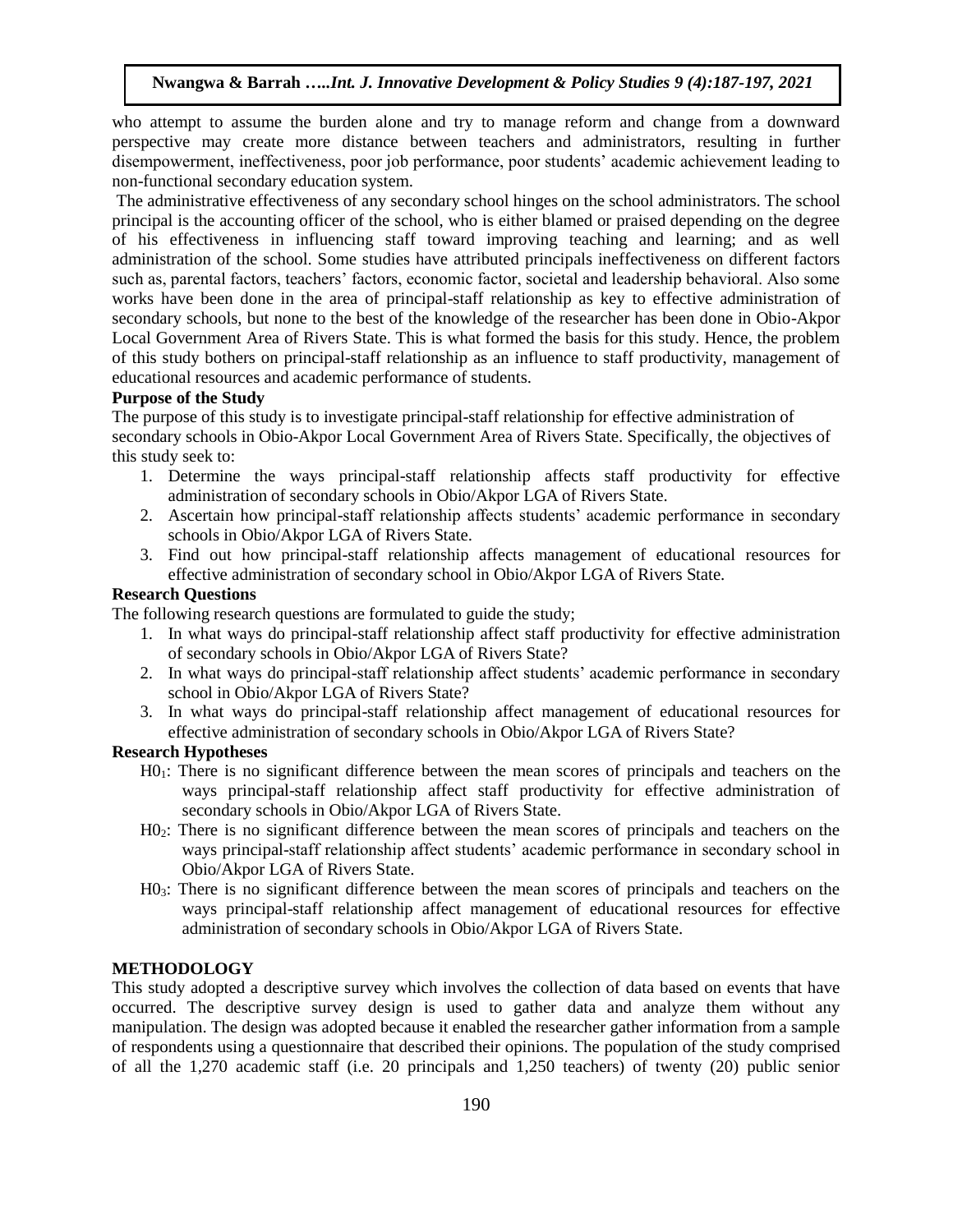who attempt to assume the burden alone and try to manage reform and change from a downward perspective may create more distance between teachers and administrators, resulting in further disempowerment, ineffectiveness, poor job performance, poor students' academic achievement leading to non-functional secondary education system.

The administrative effectiveness of any secondary school hinges on the school administrators. The school principal is the accounting officer of the school, who is either blamed or praised depending on the degree of his effectiveness in influencing staff toward improving teaching and learning; and as well administration of the school. Some studies have attributed principals ineffectiveness on different factors such as, parental factors, teachers' factors, economic factor, societal and leadership behavioral. Also some works have been done in the area of principal-staff relationship as key to effective administration of secondary schools, but none to the best of the knowledge of the researcher has been done in Obio-Akpor Local Government Area of Rivers State. This is what formed the basis for this study. Hence, the problem of this study bothers on principal-staff relationship as an influence to staff productivity, management of educational resources and academic performance of students.

**Purpose of the Study**

The purpose of this study is to investigate principal-staff relationship for effective administration of secondary schools in Obio-Akpor Local Government Area of Rivers State. Specifically, the objectives of this study seek to:

1. Determine the ways principal-staff relationship affects staff productivity for effective administration of secondary schools in Obio/Akpor LGA of Rivers State.
2. Ascertain how principal-staff relationship affects students' academic performance in secondary schools in Obio/Akpor LGA of Rivers State.
3. Find out how principal-staff relationship affects management of educational resources for effective administration of secondary school in Obio/Akpor LGA of Rivers State.

**Research Questions**

The following research questions are formulated to guide the study;

1. In what ways do principal-staff relationship affect staff productivity for effective administration of secondary schools in Obio/Akpor LGA of Rivers State?
2. In what ways do principal-staff relationship affect students' academic performance in secondary school in Obio/Akpor LGA of Rivers State?
3. In what ways do principal-staff relationship affect management of educational resources for effective administration of secondary schools in Obio/Akpor LGA of Rivers State?

**Research Hypotheses**

$H0_1$: There is no significant difference between the mean scores of principals and teachers on the ways principal-staff relationship affect staff productivity for effective administration of secondary schools in Obio/Akpor LGA of Rivers State.

$H0_2$: There is no significant difference between the mean scores of principals and teachers on the ways principal-staff relationship affect students' academic performance in secondary school in Obio/Akpor LGA of Rivers State.

$H0_3$: There is no significant difference between the mean scores of principals and teachers on the ways principal-staff relationship affect management of educational resources for effective administration of secondary schools in Obio/Akpor LGA of Rivers State.

**METHODOLOGY**

This study adopted a descriptive survey which involves the collection of data based on events that have occurred. The descriptive survey design is used to gather data and analyze them without any manipulation. The design was adopted because it enabled the researcher gather information from a sample of respondents using a questionnaire that described their opinions. The population of the study comprised of all the 1,270 academic staff (i.e. 20 principals and 1,250 teachers) of twenty (20) public senior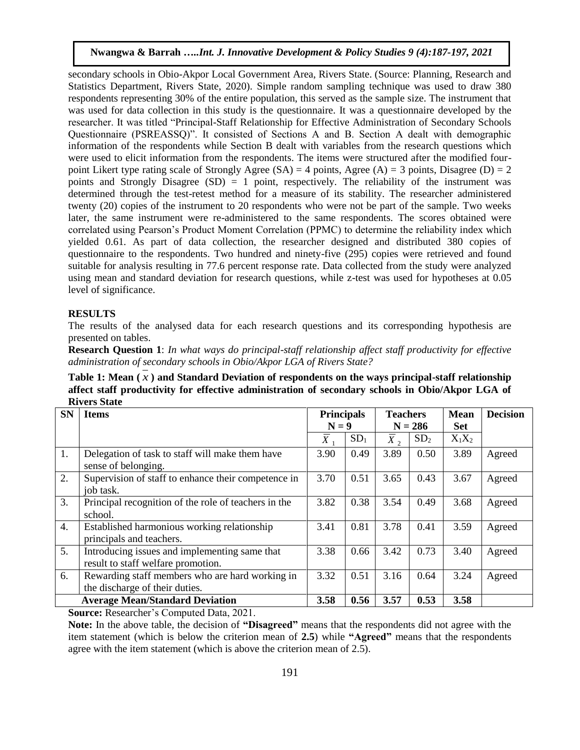secondary schools in Obio-Akpor Local Government Area, Rivers State. (Source: Planning, Research and Statistics Department, Rivers State, 2020). Simple random sampling technique was used to draw 380 respondents representing 30% of the entire population, this served as the sample size. The instrument that was used for data collection in this study is the questionnaire. It was a questionnaire developed by the researcher. It was titled "Principal-Staff Relationship for Effective Administration of Secondary Schools Questionnaire (PSREASSQ)". It consisted of Sections A and B. Section A dealt with demographic information of the respondents while Section B dealt with variables from the research questions which were used to elicit information from the respondents. The items were structured after the modified four-point Likert type rating scale of Strongly Agree (SA) = 4 points, Agree (A) = 3 points, Disagree (D) = 2 points and Strongly Disagree (SD) = 1 point, respectively. The reliability of the instrument was determined through the test-retest method for a measure of its stability. The researcher administered twenty (20) copies of the instrument to 20 respondents who were not be part of the sample. Two weeks later, the same instrument were re-administered to the same respondents. The scores obtained were correlated using Pearson's Product Moment Correlation (PPMC) to determine the reliability index which yielded 0.61. As part of data collection, the researcher designed and distributed 380 copies of questionnaire to the respondents. Two hundred and ninety-five (295) copies were retrieved and found suitable for analysis resulting in 77.6 percent response rate. Data collected from the study were analyzed using mean and standard deviation for research questions, while z-test was used for hypotheses at 0.05 level of significance.

## RESULTS

The results of the analysed data for each research questions and its corresponding hypothesis are presented on tables.

**Research Question 1**: *In what ways do principal-staff relationship affect staff productivity for effective administration of secondary schools in Obio/Akpor LGA of Rivers State?*

**Table 1: Mean ($\bar{x}$) and Standard Deviation of respondents on the ways principal-staff relationship affect staff productivity for effective administration of secondary schools in Obio/Akpor LGA of Rivers State**

| SN | Items | Principals N = 9 | | Teachers N = 286 | | Mean Set | Decision |
|---|---|---|---|---|---|---|---|
| | | $\bar{X}_1$ | $SD_1$ | $\bar{X}_2$ | $SD_2$ | $X_1X_2$ | |
| 1. | Delegation of task to staff will make them have sense of belonging. | 3.90 | 0.49 | 3.89 | 0.50 | 3.89 | Agreed |
| 2. | Supervision of staff to enhance their competence in job task. | 3.70 | 0.51 | 3.65 | 0.43 | 3.67 | Agreed |
| 3. | Principal recognition of the role of teachers in the school. | 3.82 | 0.38 | 3.54 | 0.49 | 3.68 | Agreed |
| 4. | Established harmonious working relationship principals and teachers. | 3.41 | 0.81 | 3.78 | 0.41 | 3.59 | Agreed |
| 5. | Introducing issues and implementing same that result to staff welfare promotion. | 3.38 | 0.66 | 3.42 | 0.73 | 3.40 | Agreed |
| 6. | Rewarding staff members who are hard working in the discharge of their duties. | 3.32 | 0.51 | 3.16 | 0.64 | 3.24 | Agreed |
| | **Average Mean/Standard Deviation** | **3.58** | **0.56** | **3.57** | **0.53** | **3.58** | |

**Source:** Researcher's Computed Data, 2021.

**Note:** In the above table, the decision of **"Disagreed"** means that the respondents did not agree with the item statement (which is below the criterion mean of **2.5**) while **"Agreed"** means that the respondents agree with the item statement (which is above the criterion mean of 2.5).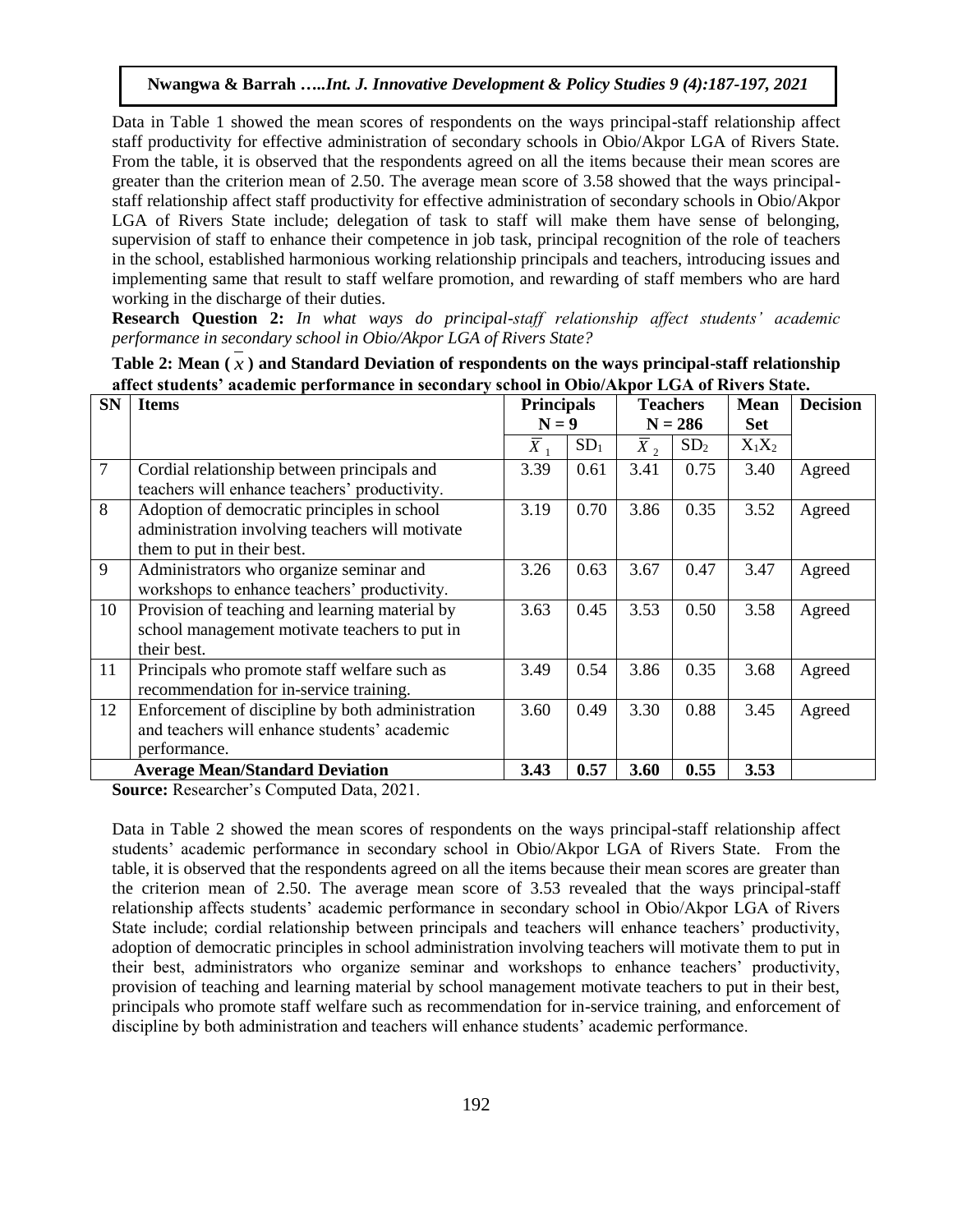Data in Table 1 showed the mean scores of respondents on the ways principal-staff relationship affect staff productivity for effective administration of secondary schools in Obio/Akpor LGA of Rivers State. From the table, it is observed that the respondents agreed on all the items because their mean scores are greater than the criterion mean of 2.50. The average mean score of 3.58 showed that the ways principal-staff relationship affect staff productivity for effective administration of secondary schools in Obio/Akpor LGA of Rivers State include; delegation of task to staff will make them have sense of belonging, supervision of staff to enhance their competence in job task, principal recognition of the role of teachers in the school, established harmonious working relationship principals and teachers, introducing issues and implementing same that result to staff welfare promotion, and rewarding of staff members who are hard working in the discharge of their duties.

**Research Question 2:** *In what ways do principal-staff relationship affect students' academic performance in secondary school in Obio/Akpor LGA of Rivers State?*

**Table 2: Mean ( $\bar{x}$ ) and Standard Deviation of respondents on the ways principal-staff relationship affect students' academic performance in secondary school in Obio/Akpor LGA of Rivers State.**

| SN | Items | Principals N = 9 | | Teachers N = 286 | | Mean Set | Decision |
|---|---|---|---|---|---|---|---|
| | | $\bar{X}_1$ | $SD_1$ | $\bar{X}_2$ | $SD_2$ | $X_1X_2$ | |
| 7 | Cordial relationship between principals and teachers will enhance teachers' productivity. | 3.39 | 0.61 | 3.41 | 0.75 | 3.40 | Agreed |
| 8 | Adoption of democratic principles in school administration involving teachers will motivate them to put in their best. | 3.19 | 0.70 | 3.86 | 0.35 | 3.52 | Agreed |
| 9 | Administrators who organize seminar and workshops to enhance teachers' productivity. | 3.26 | 0.63 | 3.67 | 0.47 | 3.47 | Agreed |
| 10 | Provision of teaching and learning material by school management motivate teachers to put in their best. | 3.63 | 0.45 | 3.53 | 0.50 | 3.58 | Agreed |
| 11 | Principals who promote staff welfare such as recommendation for in-service training. | 3.49 | 0.54 | 3.86 | 0.35 | 3.68 | Agreed |
| 12 | Enforcement of discipline by both administration and teachers will enhance students' academic performance. | 3.60 | 0.49 | 3.30 | 0.88 | 3.45 | Agreed |
| | **Average Mean/Standard Deviation** | **3.43** | **0.57** | **3.60** | **0.55** | **3.53** | |

**Source:** Researcher's Computed Data, 2021.

Data in Table 2 showed the mean scores of respondents on the ways principal-staff relationship affect students' academic performance in secondary school in Obio/Akpor LGA of Rivers State. From the table, it is observed that the respondents agreed on all the items because their mean scores are greater than the criterion mean of 2.50. The average mean score of 3.53 revealed that the ways principal-staff relationship affects students' academic performance in secondary school in Obio/Akpor LGA of Rivers State include; cordial relationship between principals and teachers will enhance teachers' productivity, adoption of democratic principles in school administration involving teachers will motivate them to put in their best, administrators who organize seminar and workshops to enhance teachers' productivity, provision of teaching and learning material by school management motivate teachers to put in their best, principals who promote staff welfare such as recommendation for in-service training, and enforcement of discipline by both administration and teachers will enhance students' academic performance.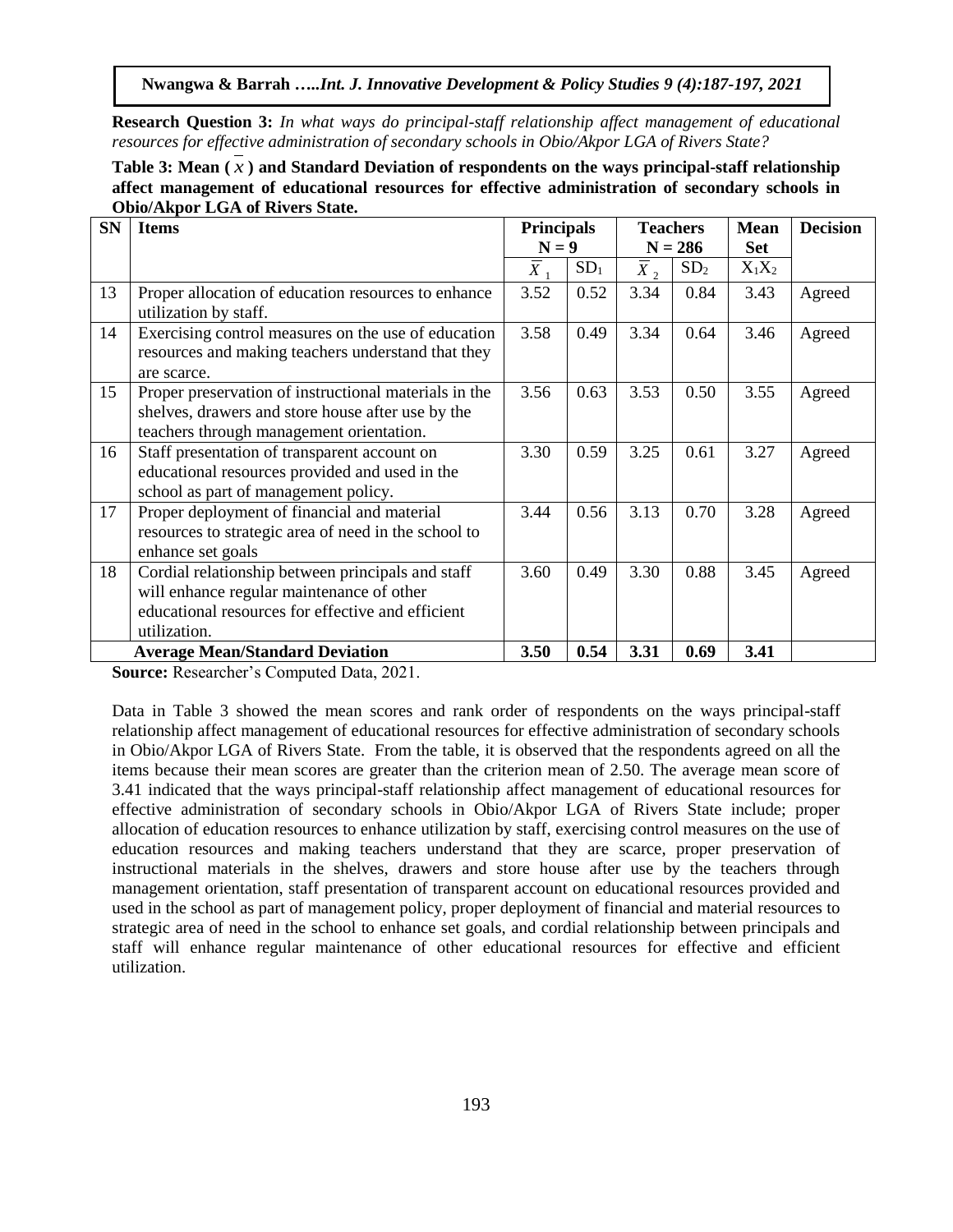**Research Question 3:** *In what ways do principal-staff relationship affect management of educational resources for effective administration of secondary schools in Obio/Akpor LGA of Rivers State?*

**Table 3: Mean ( $\bar{x}$ ) and Standard Deviation of respondents on the ways principal-staff relationship affect management of educational resources for effective administration of secondary schools in Obio/Akpor LGA of Rivers State.**

| SN | Items | Principals N = 9 | | Teachers N = 286 | | Mean Set | Decision |
|---|---|---|---|---|---|---|---|
| | | $\bar{X}_1$ | $SD_1$ | $\bar{X}_2$ | $SD_2$ | $X_1X_2$ | |
| 13 | Proper allocation of education resources to enhance utilization by staff. | 3.52 | 0.52 | 3.34 | 0.84 | 3.43 | Agreed |
| 14 | Exercising control measures on the use of education resources and making teachers understand that they are scarce. | 3.58 | 0.49 | 3.34 | 0.64 | 3.46 | Agreed |
| 15 | Proper preservation of instructional materials in the shelves, drawers and store house after use by the teachers through management orientation. | 3.56 | 0.63 | 3.53 | 0.50 | 3.55 | Agreed |
| 16 | Staff presentation of transparent account on educational resources provided and used in the school as part of management policy. | 3.30 | 0.59 | 3.25 | 0.61 | 3.27 | Agreed |
| 17 | Proper deployment of financial and material resources to strategic area of need in the school to enhance set goals | 3.44 | 0.56 | 3.13 | 0.70 | 3.28 | Agreed |
| 18 | Cordial relationship between principals and staff will enhance regular maintenance of other educational resources for effective and efficient utilization. | 3.60 | 0.49 | 3.30 | 0.88 | 3.45 | Agreed |
| | **Average Mean/Standard Deviation** | **3.50** | **0.54** | **3.31** | **0.69** | **3.41** | |

**Source:** Researcher's Computed Data, 2021.

Data in Table 3 showed the mean scores and rank order of respondents on the ways principal-staff relationship affect management of educational resources for effective administration of secondary schools in Obio/Akpor LGA of Rivers State. From the table, it is observed that the respondents agreed on all the items because their mean scores are greater than the criterion mean of 2.50. The average mean score of 3.41 indicated that the ways principal-staff relationship affect management of educational resources for effective administration of secondary schools in Obio/Akpor LGA of Rivers State include; proper allocation of education resources to enhance utilization by staff, exercising control measures on the use of education resources and making teachers understand that they are scarce, proper preservation of instructional materials in the shelves, drawers and store house after use by the teachers through management orientation, staff presentation of transparent account on educational resources provided and used in the school as part of management policy, proper deployment of financial and material resources to strategic area of need in the school to enhance set goals, and cordial relationship between principals and staff will enhance regular maintenance of other educational resources for effective and efficient utilization.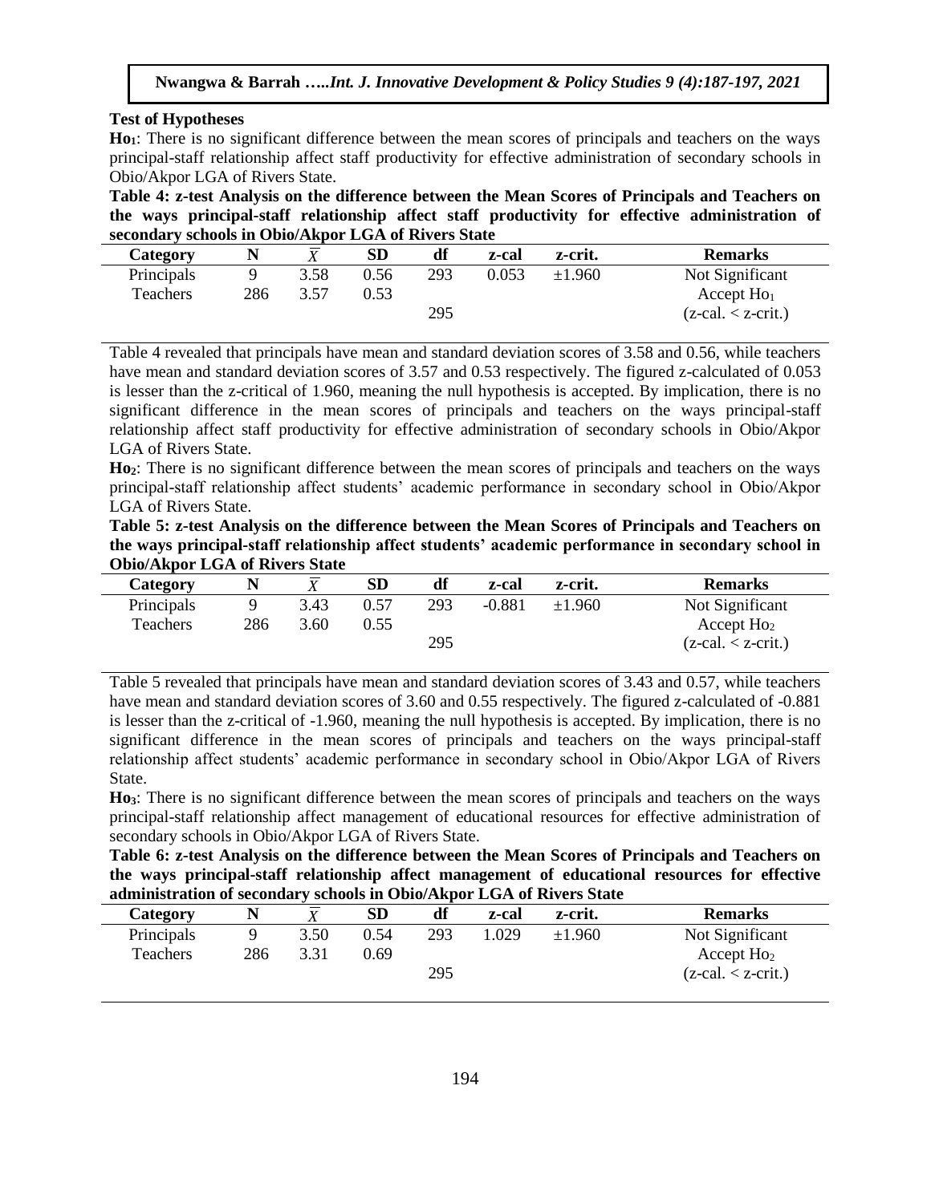**Test of Hypotheses**

**$Ho_1$**: There is no significant difference between the mean scores of principals and teachers on the ways principal-staff relationship affect staff productivity for effective administration of secondary schools in Obio/Akpor LGA of Rivers State.

**Table 4: z-test Analysis on the difference between the Mean Scores of Principals and Teachers on the ways principal-staff relationship affect staff productivity for effective administration of secondary schools in Obio/Akpor LGA of Rivers State**

| Category | N | $\bar{X}$ | SD | df | z-cal | z-crit. | Remarks |
|---|---|---|---|---|---|---|---|
| Principals | 9 | 3.58 | 0.56 | 293 | 0.053 | ±1.960 | Not Significant |
| Teachers | 286 | 3.57 | 0.53 | | | | Accept $Ho_1$ |
| | | | | 295 | | | (z-cal. < z-crit.) |

Table 4 revealed that principals have mean and standard deviation scores of 3.58 and 0.56, while teachers have mean and standard deviation scores of 3.57 and 0.53 respectively. The figured z-calculated of 0.053 is lesser than the z-critical of 1.960, meaning the null hypothesis is accepted. By implication, there is no significant difference in the mean scores of principals and teachers on the ways principal-staff relationship affect staff productivity for effective administration of secondary schools in Obio/Akpor LGA of Rivers State.

**$Ho_2$**: There is no significant difference between the mean scores of principals and teachers on the ways principal-staff relationship affect students' academic performance in secondary school in Obio/Akpor LGA of Rivers State.

**Table 5: z-test Analysis on the difference between the Mean Scores of Principals and Teachers on the ways principal-staff relationship affect students' academic performance in secondary school in Obio/Akpor LGA of Rivers State**

| Category | N | $\bar{X}$ | SD | df | z-cal | z-crit. | Remarks |
|---|---|---|---|---|---|---|---|
| Principals | 9 | 3.43 | 0.57 | 293 | -0.881 | ±1.960 | Not Significant |
| Teachers | 286 | 3.60 | 0.55 | | | | Accept $Ho_2$ |
| | | | | 295 | | | (z-cal. < z-crit.) |

Table 5 revealed that principals have mean and standard deviation scores of 3.43 and 0.57, while teachers have mean and standard deviation scores of 3.60 and 0.55 respectively. The figured z-calculated of -0.881 is lesser than the z-critical of -1.960, meaning the null hypothesis is accepted. By implication, there is no significant difference in the mean scores of principals and teachers on the ways principal-staff relationship affect students' academic performance in secondary school in Obio/Akpor LGA of Rivers State.

**$Ho_3$**: There is no significant difference between the mean scores of principals and teachers on the ways principal-staff relationship affect management of educational resources for effective administration of secondary schools in Obio/Akpor LGA of Rivers State.

**Table 6: z-test Analysis on the difference between the Mean Scores of Principals and Teachers on the ways principal-staff relationship affect management of educational resources for effective administration of secondary schools in Obio/Akpor LGA of Rivers State**

| Category | N | $\bar{X}$ | SD | df | z-cal | z-crit. | Remarks |
|---|---|---|---|---|---|---|---|
| Principals | 9 | 3.50 | 0.54 | 293 | 1.029 | ±1.960 | Not Significant |
| Teachers | 286 | 3.31 | 0.69 | | | | Accept $Ho_2$ |
| | | | | 295 | | | (z-cal. < z-crit.) |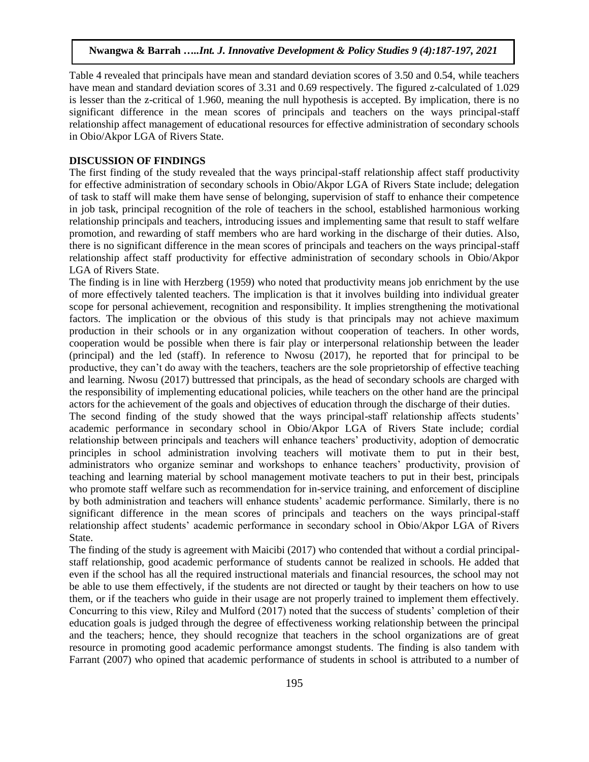Table 4 revealed that principals have mean and standard deviation scores of 3.50 and 0.54, while teachers have mean and standard deviation scores of 3.31 and 0.69 respectively. The figured z-calculated of 1.029 is lesser than the z-critical of 1.960, meaning the null hypothesis is accepted. By implication, there is no significant difference in the mean scores of principals and teachers on the ways principal-staff relationship affect management of educational resources for effective administration of secondary schools in Obio/Akpor LGA of Rivers State.

## DISCUSSION OF FINDINGS

The first finding of the study revealed that the ways principal-staff relationship affect staff productivity for effective administration of secondary schools in Obio/Akpor LGA of Rivers State include; delegation of task to staff will make them have sense of belonging, supervision of staff to enhance their competence in job task, principal recognition of the role of teachers in the school, established harmonious working relationship principals and teachers, introducing issues and implementing same that result to staff welfare promotion, and rewarding of staff members who are hard working in the discharge of their duties. Also, there is no significant difference in the mean scores of principals and teachers on the ways principal-staff relationship affect staff productivity for effective administration of secondary schools in Obio/Akpor LGA of Rivers State.

The finding is in line with Herzberg (1959) who noted that productivity means job enrichment by the use of more effectively talented teachers. The implication is that it involves building into individual greater scope for personal achievement, recognition and responsibility. It implies strengthening the motivational factors. The implication or the obvious of this study is that principals may not achieve maximum production in their schools or in any organization without cooperation of teachers. In other words, cooperation would be possible when there is fair play or interpersonal relationship between the leader (principal) and the led (staff). In reference to Nwosu (2017), he reported that for principal to be productive, they can't do away with the teachers, teachers are the sole proprietorship of effective teaching and learning. Nwosu (2017) buttressed that principals, as the head of secondary schools are charged with the responsibility of implementing educational policies, while teachers on the other hand are the principal actors for the achievement of the goals and objectives of education through the discharge of their duties.

The second finding of the study showed that the ways principal-staff relationship affects students' academic performance in secondary school in Obio/Akpor LGA of Rivers State include; cordial relationship between principals and teachers will enhance teachers' productivity, adoption of democratic principles in school administration involving teachers will motivate them to put in their best, administrators who organize seminar and workshops to enhance teachers' productivity, provision of teaching and learning material by school management motivate teachers to put in their best, principals who promote staff welfare such as recommendation for in-service training, and enforcement of discipline by both administration and teachers will enhance students' academic performance. Similarly, there is no significant difference in the mean scores of principals and teachers on the ways principal-staff relationship affect students' academic performance in secondary school in Obio/Akpor LGA of Rivers State.

The finding of the study is agreement with Maicibi (2017) who contended that without a cordial principal-staff relationship, good academic performance of students cannot be realized in schools. He added that even if the school has all the required instructional materials and financial resources, the school may not be able to use them effectively, if the students are not directed or taught by their teachers on how to use them, or if the teachers who guide in their usage are not properly trained to implement them effectively. Concurring to this view, Riley and Mulford (2017) noted that the success of students' completion of their education goals is judged through the degree of effectiveness working relationship between the principal and the teachers; hence, they should recognize that teachers in the school organizations are of great resource in promoting good academic performance amongst students. The finding is also tandem with Farrant (2007) who opined that academic performance of students in school is attributed to a number of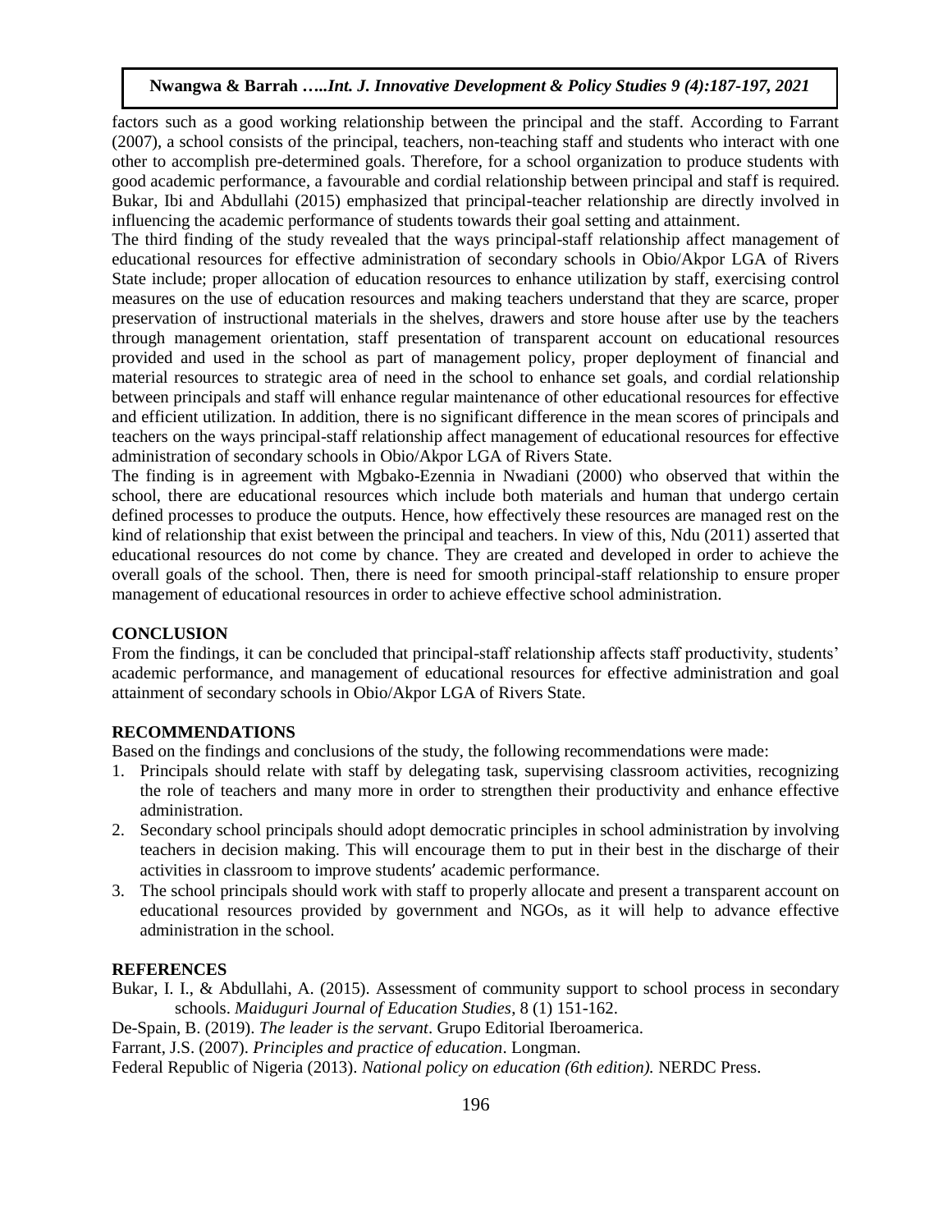factors such as a good working relationship between the principal and the staff. According to Farrant (2007), a school consists of the principal, teachers, non-teaching staff and students who interact with one other to accomplish pre-determined goals. Therefore, for a school organization to produce students with good academic performance, a favourable and cordial relationship between principal and staff is required. Bukar, Ibi and Abdullahi (2015) emphasized that principal-teacher relationship are directly involved in influencing the academic performance of students towards their goal setting and attainment.

The third finding of the study revealed that the ways principal-staff relationship affect management of educational resources for effective administration of secondary schools in Obio/Akpor LGA of Rivers State include; proper allocation of education resources to enhance utilization by staff, exercising control measures on the use of education resources and making teachers understand that they are scarce, proper preservation of instructional materials in the shelves, drawers and store house after use by the teachers through management orientation, staff presentation of transparent account on educational resources provided and used in the school as part of management policy, proper deployment of financial and material resources to strategic area of need in the school to enhance set goals, and cordial relationship between principals and staff will enhance regular maintenance of other educational resources for effective and efficient utilization. In addition, there is no significant difference in the mean scores of principals and teachers on the ways principal-staff relationship affect management of educational resources for effective administration of secondary schools in Obio/Akpor LGA of Rivers State.

The finding is in agreement with Mgbako-Ezennia in Nwadiani (2000) who observed that within the school, there are educational resources which include both materials and human that undergo certain defined processes to produce the outputs. Hence, how effectively these resources are managed rest on the kind of relationship that exist between the principal and teachers. In view of this, Ndu (2011) asserted that educational resources do not come by chance. They are created and developed in order to achieve the overall goals of the school. Then, there is need for smooth principal-staff relationship to ensure proper management of educational resources in order to achieve effective school administration.

## CONCLUSION

From the findings, it can be concluded that principal-staff relationship affects staff productivity, students' academic performance, and management of educational resources for effective administration and goal attainment of secondary schools in Obio/Akpor LGA of Rivers State.

## RECOMMENDATIONS

Based on the findings and conclusions of the study, the following recommendations were made:

1. Principals should relate with staff by delegating task, supervising classroom activities, recognizing the role of teachers and many more in order to strengthen their productivity and enhance effective administration.
2. Secondary school principals should adopt democratic principles in school administration by involving teachers in decision making. This will encourage them to put in their best in the discharge of their activities in classroom to improve students′ academic performance.
3. The school principals should work with staff to properly allocate and present a transparent account on educational resources provided by government and NGOs, as it will help to advance effective administration in the school.

## REFERENCES

Bukar, I. I., & Abdullahi, A. (2015). Assessment of community support to school process in secondary schools. *Maiduguri Journal of Education Studies*, 8 (1) 151-162.

De-Spain, B. (2019). *The leader is the servant*. Grupo Editorial Iberoamerica.

Farrant, J.S. (2007). *Principles and practice of education*. Longman.

Federal Republic of Nigeria (2013). *National policy on education (6th edition).* NERDC Press.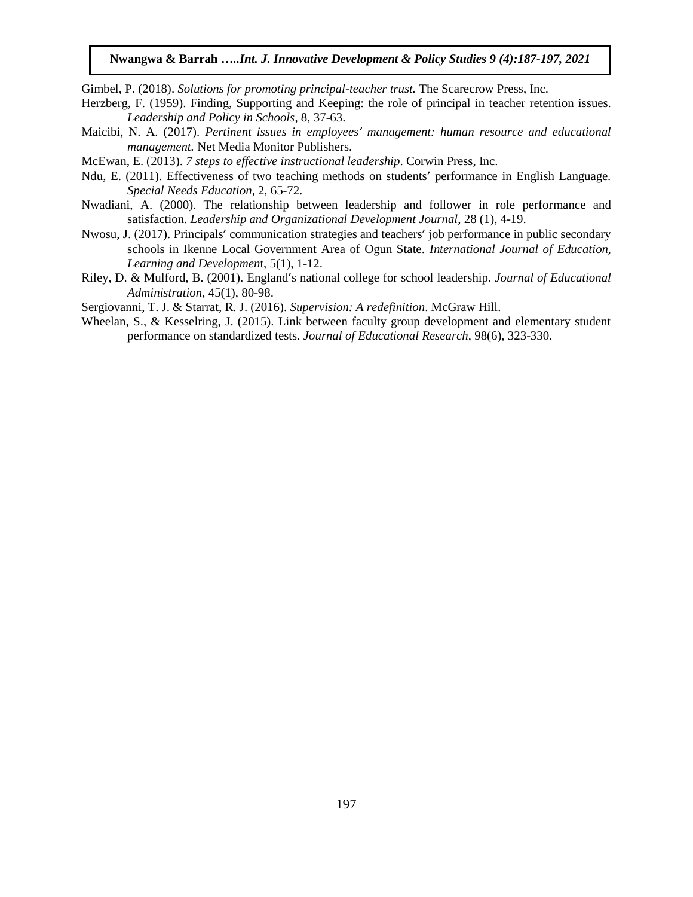Gimbel, P. (2018). *Solutions for promoting principal-teacher trust.* The Scarecrow Press, Inc.

Herzberg, F. (1959). Finding, Supporting and Keeping: the role of principal in teacher retention issues. *Leadership and Policy in Schools*, 8, 37-63.

Maicibi, N. A. (2017). *Pertinent issues in employees' management: human resource and educational management.* Net Media Monitor Publishers.

McEwan, E. (2013). *7 steps to effective instructional leadership*. Corwin Press, Inc.

Ndu, E. (2011). Effectiveness of two teaching methods on students' performance in English Language. *Special Needs Education*, 2, 65-72.

Nwadiani, A. (2000). The relationship between leadership and follower in role performance and satisfaction. *Leadership and Organizational Development Journal*, 28 (1), 4-19.

Nwosu, J. (2017). Principals' communication strategies and teachers' job performance in public secondary schools in Ikenne Local Government Area of Ogun State. *International Journal of Education, Learning and Development*, 5(1), 1-12.

Riley, D. & Mulford, B. (2001). England's national college for school leadership. *Journal of Educational Administration,* 45(1), 80-98.

Sergiovanni, T. J. & Starrat, R. J. (2016). *Supervision: A redefinition*. McGraw Hill.

Wheelan, S., & Kesselring, J. (2015). Link between faculty group development and elementary student performance on standardized tests. *Journal of Educational Research*, 98(6), 323-330.